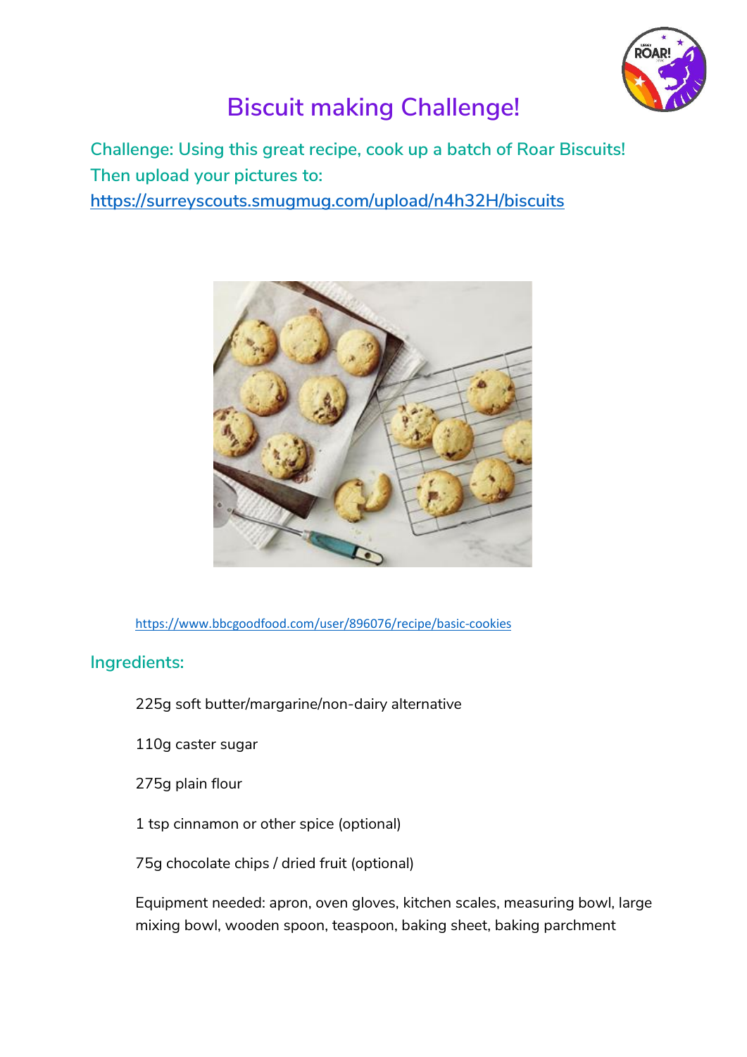# Biscuit making Challenge!

Challenge: Using this great recipe, cook up a batch of Roar Biscuits!
Then upload your pictures to:
https://surreyscouts.smugmug.com/upload/n4h32H/biscuits

https://www.bbcgoodfood.com/user/896076/recipe/basic-cookies

## Ingredients:

225g soft butter/margarine/non-dairy alternative

110g caster sugar

275g plain flour

1 tsp cinnamon or other spice (optional)

75g chocolate chips / dried fruit (optional)

Equipment needed: apron, oven gloves, kitchen scales, measuring bowl, large mixing bowl, wooden spoon, teaspoon, baking sheet, baking parchment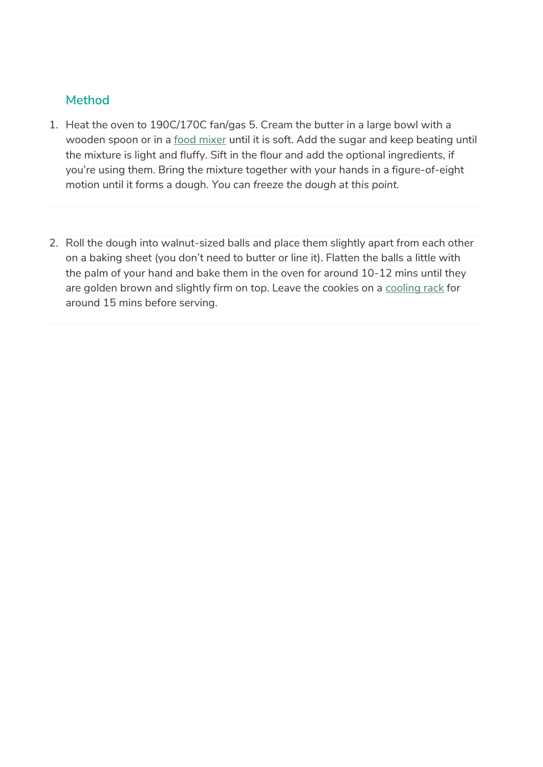## Method

1. Heat the oven to 190C/170C fan/gas 5. Cream the butter in a large bowl with a wooden spoon or in a food mixer until it is soft. Add the sugar and keep beating until the mixture is light and fluffy. Sift in the flour and add the optional ingredients, if you're using them. Bring the mixture together with your hands in a figure-of-eight motion until it forms a dough. *You can freeze the dough at this point.*

2. Roll the dough into walnut-sized balls and place them slightly apart from each other on a baking sheet (you don't need to butter or line it). Flatten the balls a little with the palm of your hand and bake them in the oven for around 10-12 mins until they are golden brown and slightly firm on top. Leave the cookies on a cooling rack for around 15 mins before serving.